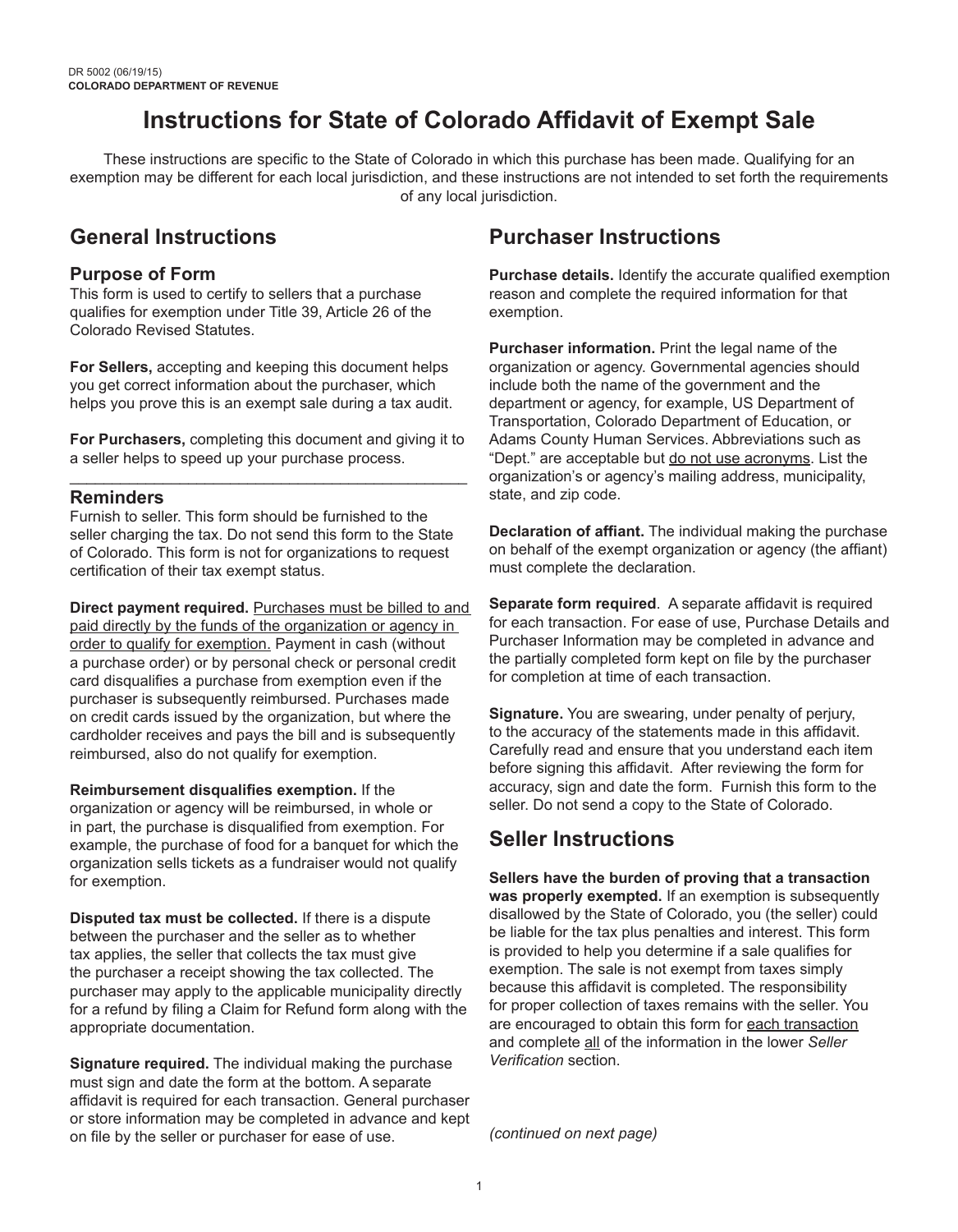DR 5002 (06/19/15)
**COLORADO DEPARTMENT OF REVENUE**

# Instructions for State of Colorado Affidavit of Exempt Sale

These instructions are specific to the State of Colorado in which this purchase has been made. Qualifying for an exemption may be different for each local jurisdiction, and these instructions are not intended to set forth the requirements of any local jurisdiction.

## General Instructions

### Purpose of Form

This form is used to certify to sellers that a purchase qualifies for exemption under Title 39, Article 26 of the Colorado Revised Statutes.

**For Sellers,** accepting and keeping this document helps you get correct information about the purchaser, which helps you prove this is an exempt sale during a tax audit.

**For Purchasers,** completing this document and giving it to a seller helps to speed up your purchase process.

### Reminders

Furnish to seller. This form should be furnished to the seller charging the tax. Do not send this form to the State of Colorado. This form is not for organizations to request certification of their tax exempt status.

**Direct payment required.** Purchases must be billed to and paid directly by the funds of the organization or agency in order to qualify for exemption. Payment in cash (without a purchase order) or by personal check or personal credit card disqualifies a purchase from exemption even if the purchaser is subsequently reimbursed. Purchases made on credit cards issued by the organization, but where the cardholder receives and pays the bill and is subsequently reimbursed, also do not qualify for exemption.

**Reimbursement disqualifies exemption.** If the organization or agency will be reimbursed, in whole or in part, the purchase is disqualified from exemption. For example, the purchase of food for a banquet for which the organization sells tickets as a fundraiser would not qualify for exemption.

**Disputed tax must be collected.** If there is a dispute between the purchaser and the seller as to whether tax applies, the seller that collects the tax must give the purchaser a receipt showing the tax collected. The purchaser may apply to the applicable municipality directly for a refund by filing a Claim for Refund form along with the appropriate documentation.

**Signature required.** The individual making the purchase must sign and date the form at the bottom. A separate affidavit is required for each transaction. General purchaser or store information may be completed in advance and kept on file by the seller or purchaser for ease of use.

## Purchaser Instructions

**Purchase details.** Identify the accurate qualified exemption reason and complete the required information for that exemption.

**Purchaser information.** Print the legal name of the organization or agency. Governmental agencies should include both the name of the government and the department or agency, for example, US Department of Transportation, Colorado Department of Education, or Adams County Human Services. Abbreviations such as "Dept." are acceptable but do not use acronyms. List the organization's or agency's mailing address, municipality, state, and zip code.

**Declaration of affiant.** The individual making the purchase on behalf of the exempt organization or agency (the affiant) must complete the declaration.

**Separate form required**. A separate affidavit is required for each transaction. For ease of use, Purchase Details and Purchaser Information may be completed in advance and the partially completed form kept on file by the purchaser for completion at time of each transaction.

**Signature.** You are swearing, under penalty of perjury, to the accuracy of the statements made in this affidavit. Carefully read and ensure that you understand each item before signing this affidavit. After reviewing the form for accuracy, sign and date the form. Furnish this form to the seller. Do not send a copy to the State of Colorado.

## Seller Instructions

**Sellers have the burden of proving that a transaction was properly exempted.** If an exemption is subsequently disallowed by the State of Colorado, you (the seller) could be liable for the tax plus penalties and interest. This form is provided to help you determine if a sale qualifies for exemption. The sale is not exempt from taxes simply because this affidavit is completed. The responsibility for proper collection of taxes remains with the seller. You are encouraged to obtain this form for each transaction and complete all of the information in the lower *Seller Verification* section.

*(continued on next page)*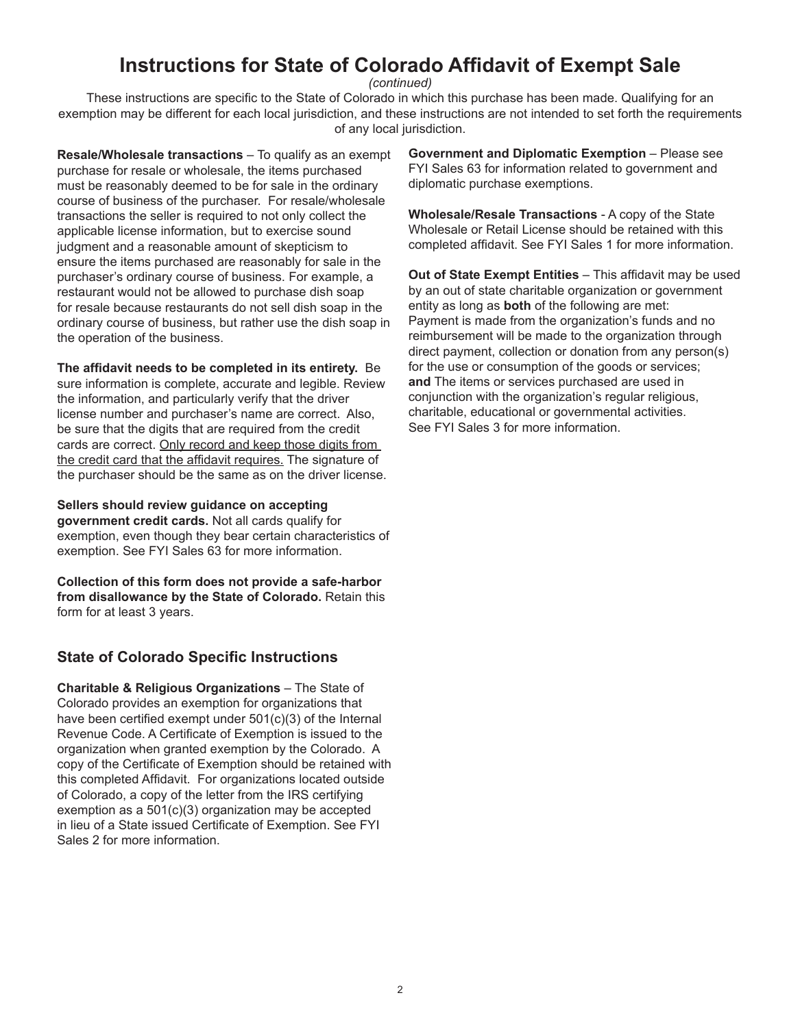# Instructions for State of Colorado Affidavit of Exempt Sale

*(continued)*

These instructions are specific to the State of Colorado in which this purchase has been made. Qualifying for an exemption may be different for each local jurisdiction, and these instructions are not intended to set forth the requirements of any local jurisdiction.

**Resale/Wholesale transactions** – To qualify as an exempt purchase for resale or wholesale, the items purchased must be reasonably deemed to be for sale in the ordinary course of business of the purchaser. For resale/wholesale transactions the seller is required to not only collect the applicable license information, but to exercise sound judgment and a reasonable amount of skepticism to ensure the items purchased are reasonably for sale in the purchaser's ordinary course of business. For example, a restaurant would not be allowed to purchase dish soap for resale because restaurants do not sell dish soap in the ordinary course of business, but rather use the dish soap in the operation of the business.

**The affidavit needs to be completed in its entirety.** Be sure information is complete, accurate and legible. Review the information, and particularly verify that the driver license number and purchaser's name are correct. Also, be sure that the digits that are required from the credit cards are correct. <u>Only record and keep those digits from the credit card that the affidavit requires.</u> The signature of the purchaser should be the same as on the driver license.

**Sellers should review guidance on accepting government credit cards.** Not all cards qualify for exemption, even though they bear certain characteristics of exemption. See FYI Sales 63 for more information.

**Collection of this form does not provide a safe-harbor from disallowance by the State of Colorado.** Retain this form for at least 3 years.

## State of Colorado Specific Instructions

**Charitable & Religious Organizations** – The State of Colorado provides an exemption for organizations that have been certified exempt under 501(c)(3) of the Internal Revenue Code. A Certificate of Exemption is issued to the organization when granted exemption by the Colorado. A copy of the Certificate of Exemption should be retained with this completed Affidavit. For organizations located outside of Colorado, a copy of the letter from the IRS certifying exemption as a 501(c)(3) organization may be accepted in lieu of a State issued Certificate of Exemption. See FYI Sales 2 for more information.

**Government and Diplomatic Exemption** – Please see FYI Sales 63 for information related to government and diplomatic purchase exemptions.

**Wholesale/Resale Transactions** - A copy of the State Wholesale or Retail License should be retained with this completed affidavit. See FYI Sales 1 for more information.

**Out of State Exempt Entities** – This affidavit may be used by an out of state charitable organization or government entity as long as **both** of the following are met:
Payment is made from the organization's funds and no reimbursement will be made to the organization through direct payment, collection or donation from any person(s) for the use or consumption of the goods or services;
**and** The items or services purchased are used in conjunction with the organization's regular religious, charitable, educational or governmental activities.
See FYI Sales 3 for more information.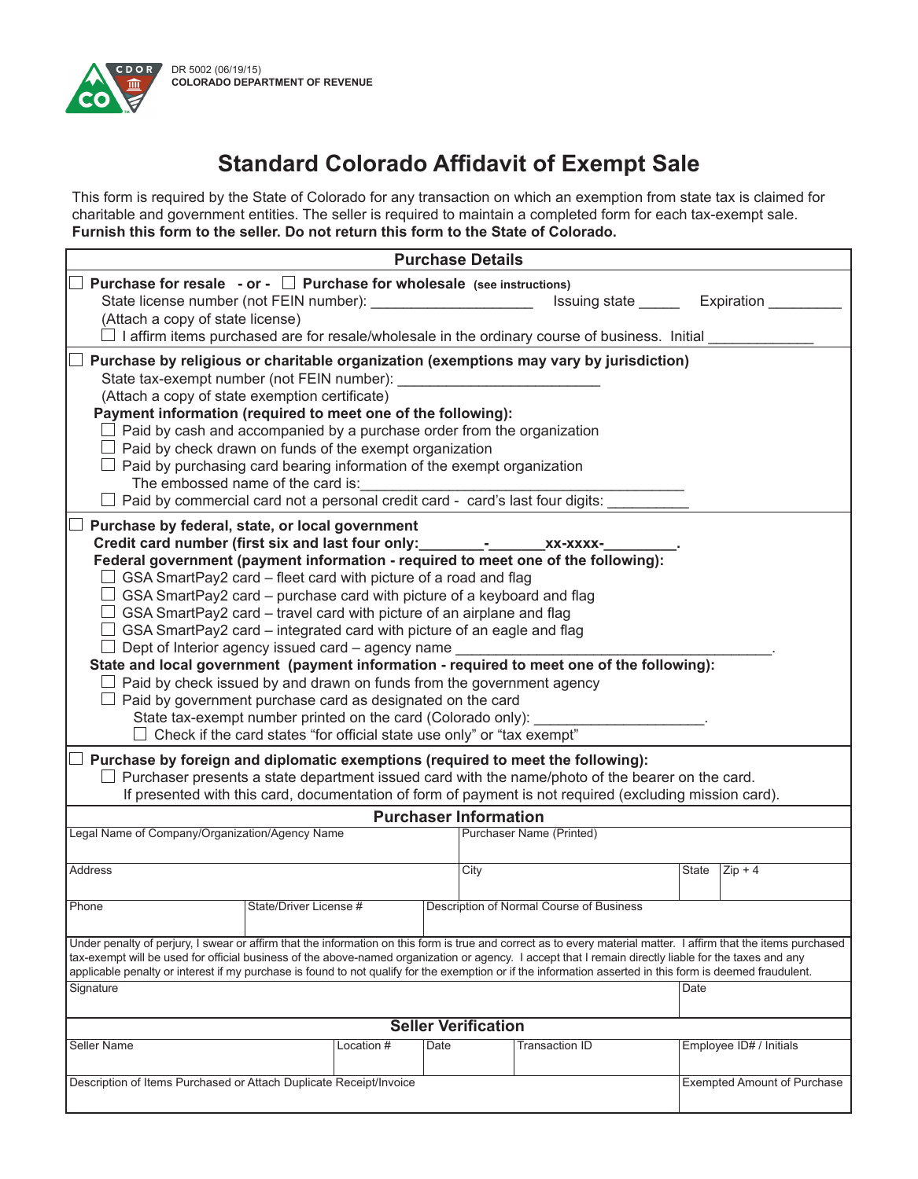DR 5002 (06/19/15)
**COLORADO DEPARTMENT OF REVENUE**

# Standard Colorado Affidavit of Exempt Sale

This form is required by the State of Colorado for any transaction on which an exemption from state tax is claimed for charitable and government entities. The seller is required to maintain a completed form for each tax-exempt sale.
**Furnish this form to the seller. Do not return this form to the State of Colorado.**

## Purchase Details

☐ **Purchase for resale - or -** ☐ **Purchase for wholesale** (see instructions)
State license number (not FEIN number): ____________________ Issuing state _____ Expiration _________
(Attach a copy of state license)
☐ I affirm items purchased are for resale/wholesale in the ordinary course of business. Initial _____________

☐ **Purchase by religious or charitable organization (exemptions may vary by jurisdiction)**
State tax-exempt number (not FEIN number): ________________________
(Attach a copy of state exemption certificate)
**Payment information (required to meet one of the following):**
- ☐ Paid by cash and accompanied by a purchase order from the organization
- ☐ Paid by check drawn on funds of the exempt organization
- ☐ Paid by purchasing card bearing information of the exempt organization
  The embossed name of the card is:_____________________________________
- ☐ Paid by commercial card not a personal credit card - card's last four digits: __________

☐ **Purchase by federal, state, or local government**
**Credit card number (first six and last four only:________-_______xx-xxxx-_________.**
**Federal government (payment information - required to meet one of the following):**
- ☐ GSA SmartPay2 card – fleet card with picture of a road and flag
- ☐ GSA SmartPay2 card – purchase card with picture of a keyboard and flag
- ☐ GSA SmartPay2 card – travel card with picture of an airplane and flag
- ☐ GSA SmartPay2 card – integrated card with picture of an eagle and flag
- ☐ Dept of Interior agency issued card – agency name ______________________________________.

**State and local government (payment information - required to meet one of the following):**
- ☐ Paid by check issued by and drawn on funds from the government agency
- ☐ Paid by government purchase card as designated on the card
  State tax-exempt number printed on the card (Colorado only): ____________________.
  ☐ Check if the card states "for official state use only" or "tax exempt"

☐ **Purchase by foreign and diplomatic exemptions (required to meet the following):**
☐ Purchaser presents a state department issued card with the name/photo of the bearer on the card.
If presented with this card, documentation of form of payment is not required (excluding mission card).

## Purchaser Information

| Legal Name of Company/Organization/Agency Name | | Purchaser Name (Printed) | | |
|---|---|---|---|---|
| Address | | City | State | Zip + 4 |
| Phone | State/Driver License # | Description of Normal Course of Business | | |

Under penalty of perjury, I swear or affirm that the information on this form is true and correct as to every material matter. I affirm that the items purchased tax-exempt will be used for official business of the above-named organization or agency. I accept that I remain directly liable for the taxes and any applicable penalty or interest if my purchase is found to not qualify for the exemption or if the information asserted in this form is deemed fraudulent.

| Signature | Date |
|---|---|
| | |

## Seller Verification

| Seller Name | Location # | Date | Transaction ID | Employee ID# / Initials |
|---|---|---|---|---|
| Description of Items Purchased or Attach Duplicate Receipt/Invoice | | | | Exempted Amount of Purchase |